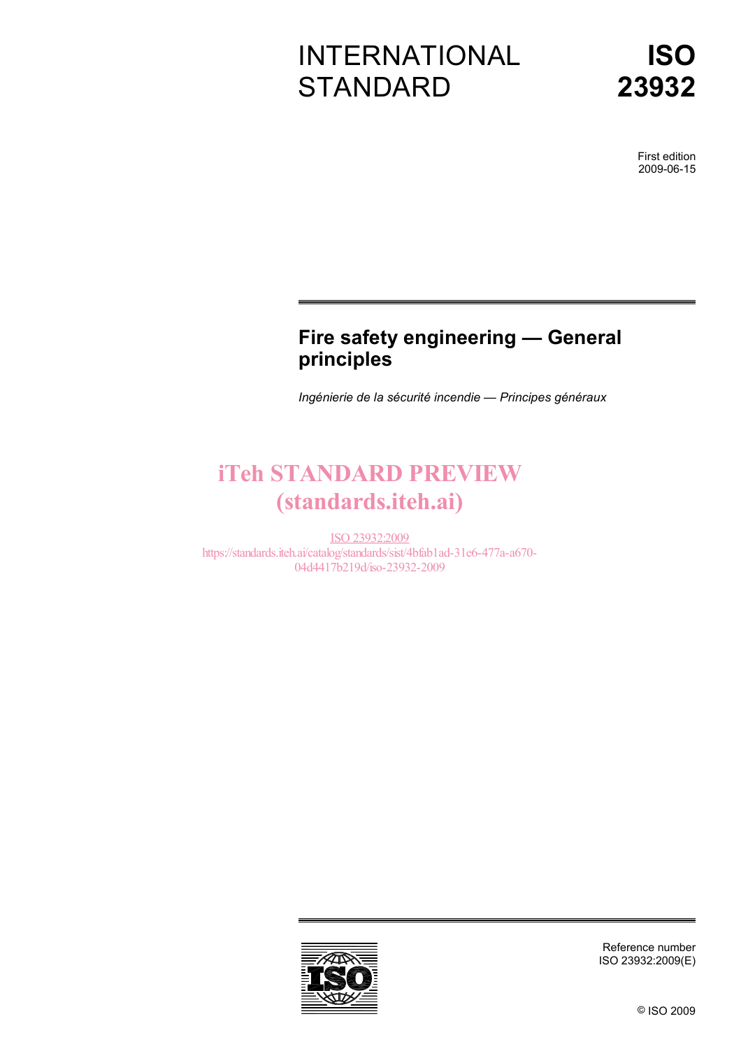# INTERNATIONAL STANDARD

# ISO 23932

First edition
2009-06-15

## Fire safety engineering — General principles

*Ingénierie de la sécurité incendie — Principes généraux*

iTeh STANDARD PREVIEW
(standards.iteh.ai)

ISO 23932:2009
https://standards.iteh.ai/catalog/standards/sist/4bfab1ad-31e6-477a-a670-04d4417b219d/iso-23932-2009

Reference number
ISO 23932:2009(E)

© ISO 2009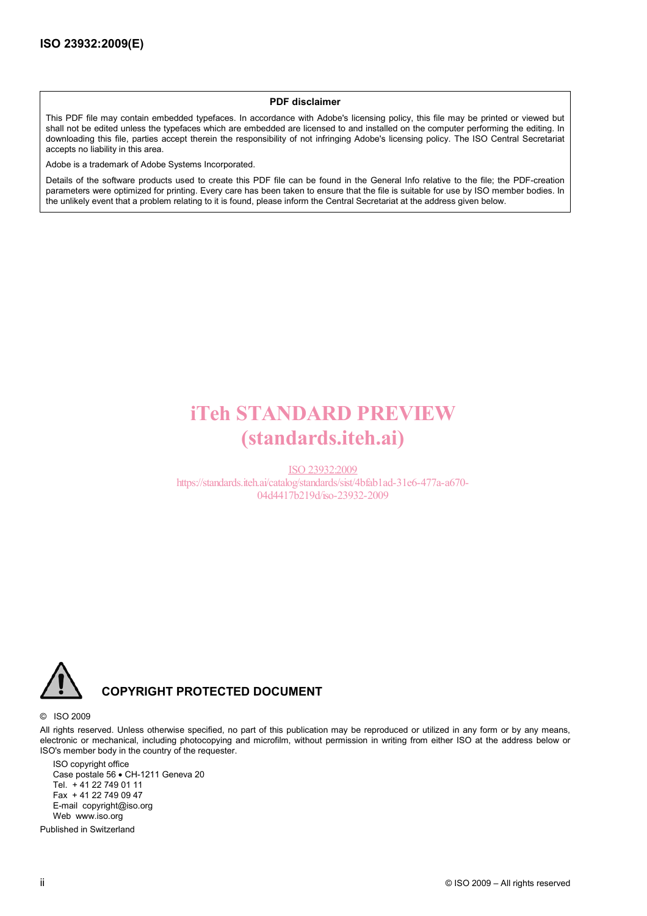**PDF disclaimer**

This PDF file may contain embedded typefaces. In accordance with Adobe's licensing policy, this file may be printed or viewed but shall not be edited unless the typefaces which are embedded are licensed to and installed on the computer performing the editing. In downloading this file, parties accept therein the responsibility of not infringing Adobe's licensing policy. The ISO Central Secretariat accepts no liability in this area.

Adobe is a trademark of Adobe Systems Incorporated.

Details of the software products used to create this PDF file can be found in the General Info relative to the file; the PDF-creation parameters were optimized for printing. Every care has been taken to ensure that the file is suitable for use by ISO member bodies. In the unlikely event that a problem relating to it is found, please inform the Central Secretariat at the address given below.

iTeh STANDARD PREVIEW
(standards.iteh.ai)

ISO 23932:2009
https://standards.iteh.ai/catalog/standards/sist/4bfab1ad-31e6-477a-a670-04d4417b219d/iso-23932-2009

**COPYRIGHT PROTECTED DOCUMENT**

© ISO 2009

All rights reserved. Unless otherwise specified, no part of this publication may be reproduced or utilized in any form or by any means, electronic or mechanical, including photocopying and microfilm, without permission in writing from either ISO at the address below or ISO's member body in the country of the requester.

ISO copyright office
Case postale 56 • CH-1211 Geneva 20
Tel. + 41 22 749 01 11
Fax + 41 22 749 09 47
E-mail copyright@iso.org
Web www.iso.org

Published in Switzerland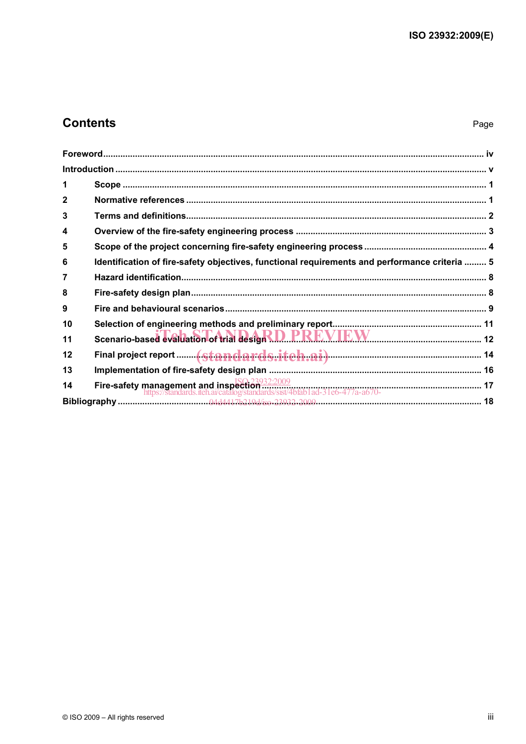## Contents

| | | Page |
|---|---|---|
| Foreword | | iv |
| Introduction | | v |
| 1 | Scope | 1 |
| 2 | Normative references | 1 |
| 3 | Terms and definitions | 2 |
| 4 | Overview of the fire-safety engineering process | 3 |
| 5 | Scope of the project concerning fire-safety engineering process | 4 |
| 6 | Identification of fire-safety objectives, functional requirements and performance criteria | 5 |
| 7 | Hazard identification | 8 |
| 8 | Fire-safety design plan | 8 |
| 9 | Fire and behavioural scenarios | 9 |
| 10 | Selection of engineering methods and preliminary report | 11 |
| 11 | Scenario-based evaluation of trial design | 12 |
| 12 | Final project report | 14 |
| 13 | Implementation of fire-safety design plan | 16 |
| 14 | Fire-safety management and inspection | 17 |
| Bibliography | | 18 |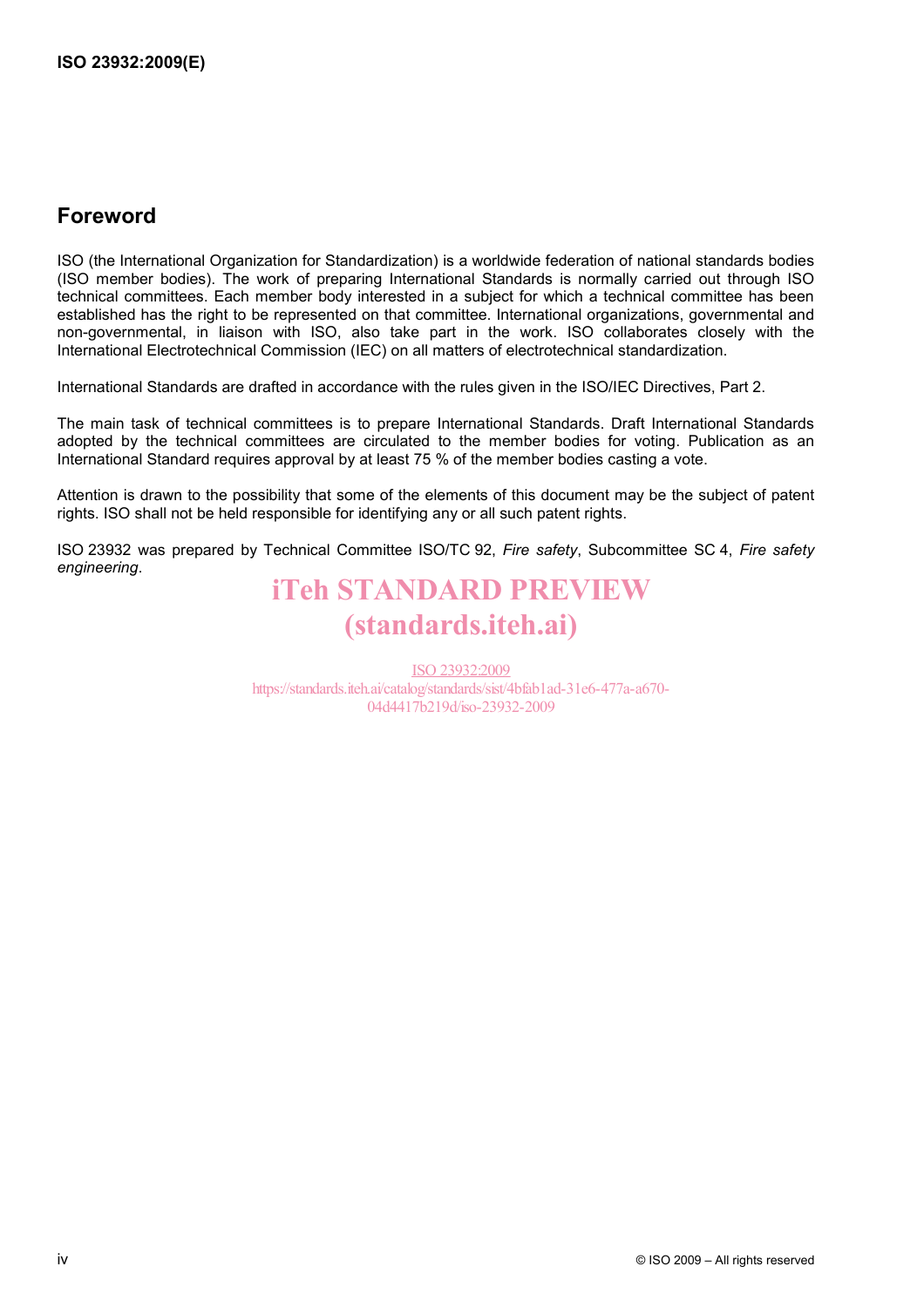## Foreword

ISO (the International Organization for Standardization) is a worldwide federation of national standards bodies (ISO member bodies). The work of preparing International Standards is normally carried out through ISO technical committees. Each member body interested in a subject for which a technical committee has been established has the right to be represented on that committee. International organizations, governmental and non-governmental, in liaison with ISO, also take part in the work. ISO collaborates closely with the International Electrotechnical Commission (IEC) on all matters of electrotechnical standardization.

International Standards are drafted in accordance with the rules given in the ISO/IEC Directives, Part 2.

The main task of technical committees is to prepare International Standards. Draft International Standards adopted by the technical committees are circulated to the member bodies for voting. Publication as an International Standard requires approval by at least 75 % of the member bodies casting a vote.

Attention is drawn to the possibility that some of the elements of this document may be the subject of patent rights. ISO shall not be held responsible for identifying any or all such patent rights.

ISO 23932 was prepared by Technical Committee ISO/TC 92, *Fire safety*, Subcommittee SC 4, *Fire safety engineering*.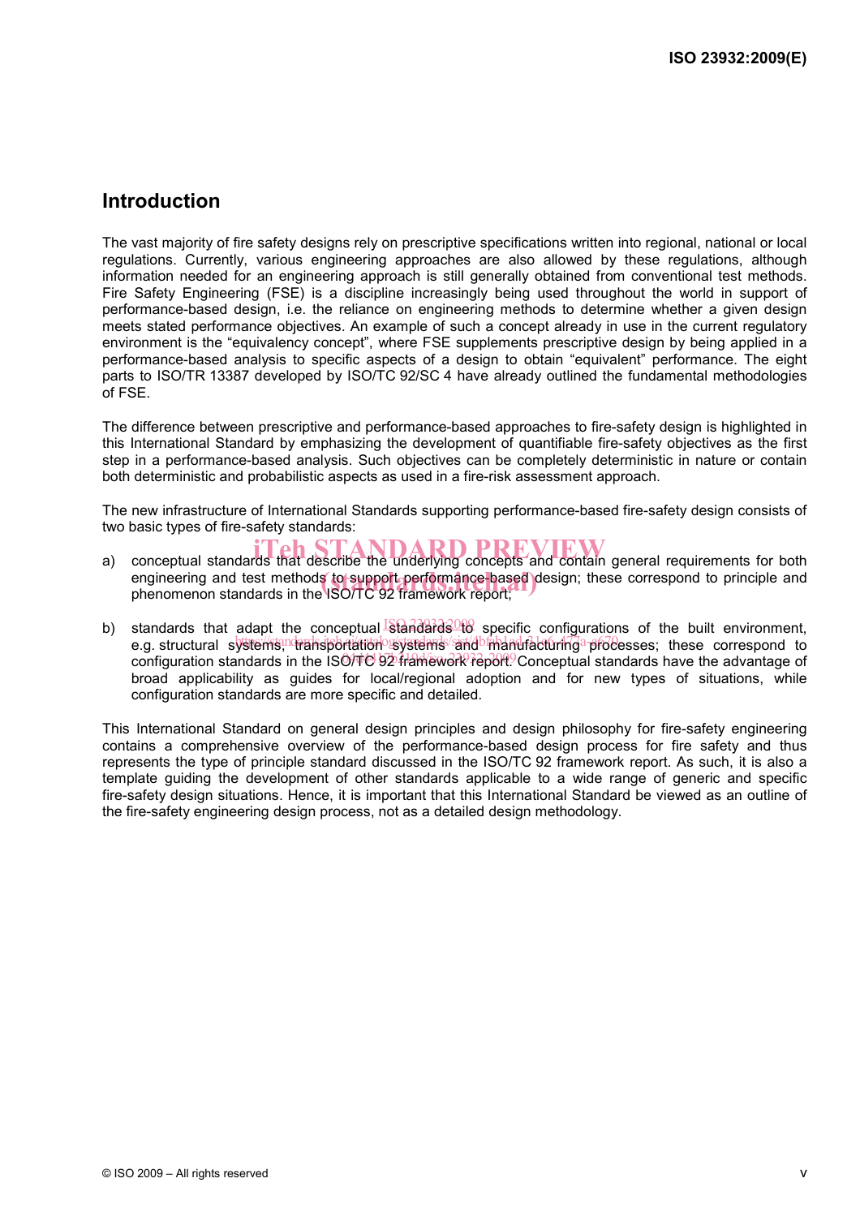## Introduction

The vast majority of fire safety designs rely on prescriptive specifications written into regional, national or local regulations. Currently, various engineering approaches are also allowed by these regulations, although information needed for an engineering approach is still generally obtained from conventional test methods. Fire Safety Engineering (FSE) is a discipline increasingly being used throughout the world in support of performance-based design, i.e. the reliance on engineering methods to determine whether a given design meets stated performance objectives. An example of such a concept already in use in the current regulatory environment is the "equivalency concept", where FSE supplements prescriptive design by being applied in a performance-based analysis to specific aspects of a design to obtain "equivalent" performance. The eight parts to ISO/TR 13387 developed by ISO/TC 92/SC 4 have already outlined the fundamental methodologies of FSE.

The difference between prescriptive and performance-based approaches to fire-safety design is highlighted in this International Standard by emphasizing the development of quantifiable fire-safety objectives as the first step in a performance-based analysis. Such objectives can be completely deterministic in nature or contain both deterministic and probabilistic aspects as used in a fire-risk assessment approach.

The new infrastructure of International Standards supporting performance-based fire-safety design consists of two basic types of fire-safety standards:

a) conceptual standards that describe the underlying concepts and contain general requirements for both engineering and test methods to support performance-based design; these correspond to principle and phenomenon standards in the ISO/TC 92 framework report;

b) standards that adapt the conceptual standards to specific configurations of the built environment, e.g. structural systems, transportation systems and manufacturing processes; these correspond to configuration standards in the ISO/TC 92 framework report. Conceptual standards have the advantage of broad applicability as guides for local/regional adoption and for new types of situations, while configuration standards are more specific and detailed.

This International Standard on general design principles and design philosophy for fire-safety engineering contains a comprehensive overview of the performance-based design process for fire safety and thus represents the type of principle standard discussed in the ISO/TC 92 framework report. As such, it is also a template guiding the development of other standards applicable to a wide range of generic and specific fire-safety design situations. Hence, it is important that this International Standard be viewed as an outline of the fire-safety engineering design process, not as a detailed design methodology.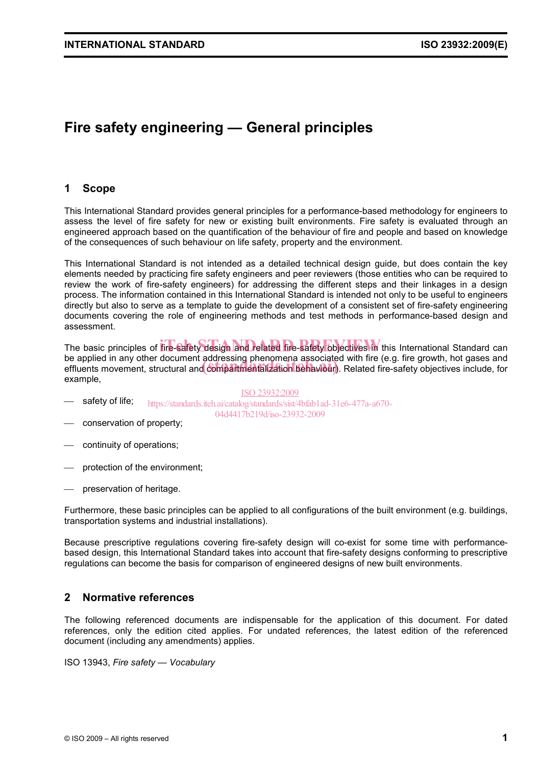# Fire safety engineering — General principles

## 1 Scope

This International Standard provides general principles for a performance-based methodology for engineers to assess the level of fire safety for new or existing built environments. Fire safety is evaluated through an engineered approach based on the quantification of the behaviour of fire and people and based on knowledge of the consequences of such behaviour on life safety, property and the environment.

This International Standard is not intended as a detailed technical design guide, but does contain the key elements needed by practicing fire safety engineers and peer reviewers (those entities who can be required to review the work of fire-safety engineers) for addressing the different steps and their linkages in a design process. The information contained in this International Standard is intended not only to be useful to engineers directly but also to serve as a template to guide the development of a consistent set of fire-safety engineering documents covering the role of engineering methods and test methods in performance-based design and assessment.

The basic principles of fire-safety design and related fire-safety objectives in this International Standard can be applied in any other document addressing phenomena associated with fire (e.g. fire growth, hot gases and effluents movement, structural and compartmentalization behaviour). Related fire-safety objectives include, for example,

- safety of life;
- conservation of property;
- continuity of operations;
- protection of the environment;
- preservation of heritage.

Furthermore, these basic principles can be applied to all configurations of the built environment (e.g. buildings, transportation systems and industrial installations).

Because prescriptive regulations covering fire-safety design will co-exist for some time with performance-based design, this International Standard takes into account that fire-safety designs conforming to prescriptive regulations can become the basis for comparison of engineered designs of new built environments.

## 2 Normative references

The following referenced documents are indispensable for the application of this document. For dated references, only the edition cited applies. For undated references, the latest edition of the referenced document (including any amendments) applies.

ISO 13943, *Fire safety — Vocabulary*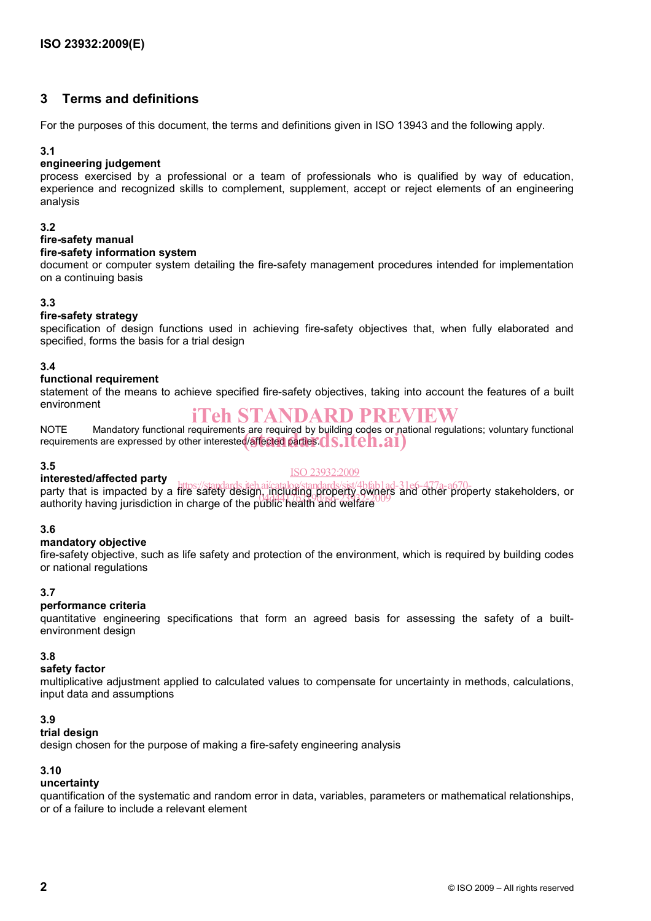## 3 Terms and definitions

For the purposes of this document, the terms and definitions given in ISO 13943 and the following apply.

**3.1**
**engineering judgement**
process exercised by a professional or a team of professionals who is qualified by way of education, experience and recognized skills to complement, supplement, accept or reject elements of an engineering analysis

**3.2**
**fire-safety manual**
**fire-safety information system**
document or computer system detailing the fire-safety management procedures intended for implementation on a continuing basis

**3.3**
**fire-safety strategy**
specification of design functions used in achieving fire-safety objectives that, when fully elaborated and specified, forms the basis for a trial design

**3.4**
**functional requirement**
statement of the means to achieve specified fire-safety objectives, taking into account the features of a built environment

NOTE Mandatory functional requirements are required by building codes or national regulations; voluntary functional requirements are expressed by other interested/affected parties.

**3.5**
**interested/affected party**
party that is impacted by a fire safety design, including property owners and other property stakeholders, or authority having jurisdiction in charge of the public health and welfare

**3.6**
**mandatory objective**
fire-safety objective, such as life safety and protection of the environment, which is required by building codes or national regulations

**3.7**
**performance criteria**
quantitative engineering specifications that form an agreed basis for assessing the safety of a built-environment design

**3.8**
**safety factor**
multiplicative adjustment applied to calculated values to compensate for uncertainty in methods, calculations, input data and assumptions

**3.9**
**trial design**
design chosen for the purpose of making a fire-safety engineering analysis

**3.10**
**uncertainty**
quantification of the systematic and random error in data, variables, parameters or mathematical relationships, or of a failure to include a relevant element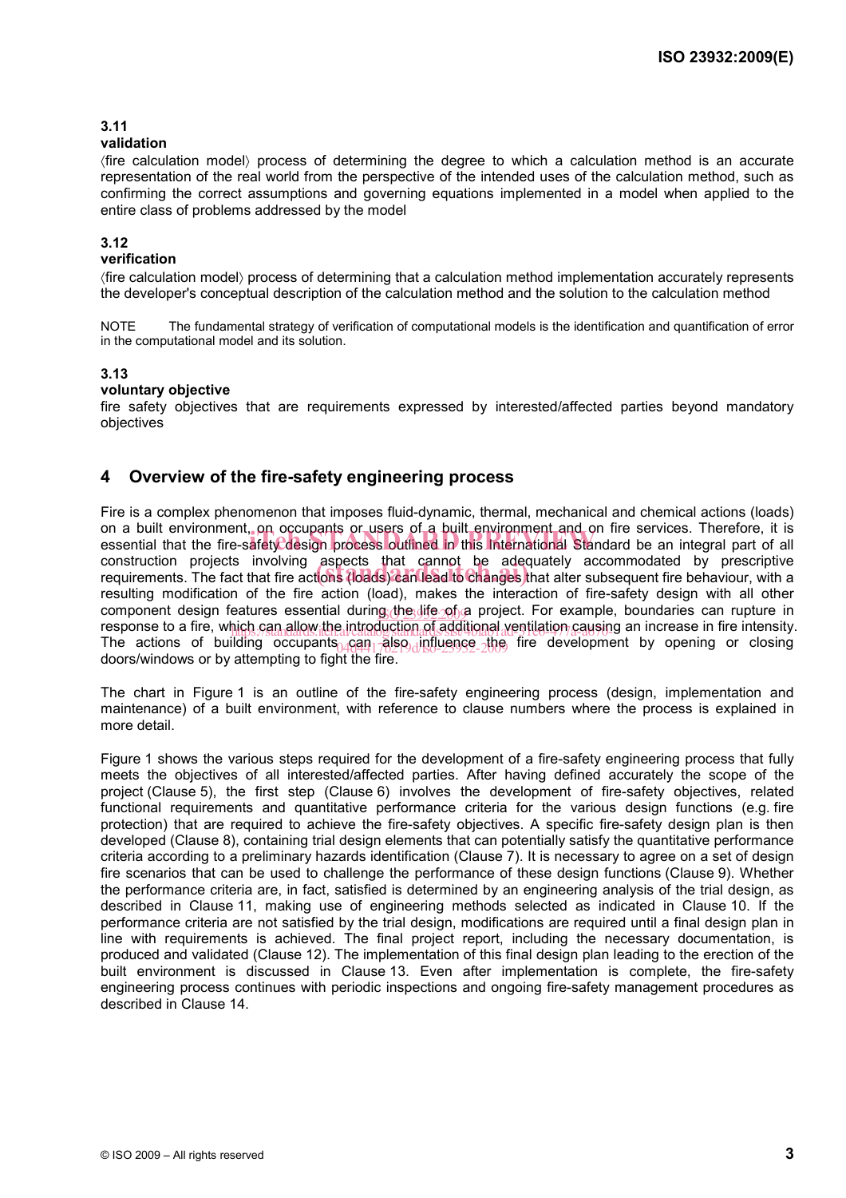### 3.11
**validation**

⟨fire calculation model⟩ process of determining the degree to which a calculation method is an accurate representation of the real world from the perspective of the intended uses of the calculation method, such as confirming the correct assumptions and governing equations implemented in a model when applied to the entire class of problems addressed by the model

### 3.12
**verification**

⟨fire calculation model⟩ process of determining that a calculation method implementation accurately represents the developer's conceptual description of the calculation method and the solution to the calculation method

NOTE The fundamental strategy of verification of computational models is the identification and quantification of error in the computational model and its solution.

### 3.13
**voluntary objective**

fire safety objectives that are requirements expressed by interested/affected parties beyond mandatory objectives

## 4 Overview of the fire-safety engineering process

Fire is a complex phenomenon that imposes fluid-dynamic, thermal, mechanical and chemical actions (loads) on a built environment, on occupants or users of a built environment and on fire services. Therefore, it is essential that the fire-safety design process outlined in this International Standard be an integral part of all construction projects involving aspects that cannot be adequately accommodated by prescriptive requirements. The fact that fire actions (loads) can lead to changes that alter subsequent fire behaviour, with a resulting modification of the fire action (load), makes the interaction of fire-safety design with all other component design features essential during the life of a project. For example, boundaries can rupture in response to a fire, which can allow the introduction of additional ventilation causing an increase in fire intensity. The actions of building occupants can also influence the fire development by opening or closing doors/windows or by attempting to fight the fire.

The chart in Figure 1 is an outline of the fire-safety engineering process (design, implementation and maintenance) of a built environment, with reference to clause numbers where the process is explained in more detail.

Figure 1 shows the various steps required for the development of a fire-safety engineering process that fully meets the objectives of all interested/affected parties. After having defined accurately the scope of the project (Clause 5), the first step (Clause 6) involves the development of fire-safety objectives, related functional requirements and quantitative performance criteria for the various design functions (e.g. fire protection) that are required to achieve the fire-safety objectives. A specific fire-safety design plan is then developed (Clause 8), containing trial design elements that can potentially satisfy the quantitative performance criteria according to a preliminary hazards identification (Clause 7). It is necessary to agree on a set of design fire scenarios that can be used to challenge the performance of these design functions (Clause 9). Whether the performance criteria are, in fact, satisfied is determined by an engineering analysis of the trial design, as described in Clause 11, making use of engineering methods selected as indicated in Clause 10. If the performance criteria are not satisfied by the trial design, modifications are required until a final design plan in line with requirements is achieved. The final project report, including the necessary documentation, is produced and validated (Clause 12). The implementation of this final design plan leading to the erection of the built environment is discussed in Clause 13. Even after implementation is complete, the fire-safety engineering process continues with periodic inspections and ongoing fire-safety management procedures as described in Clause 14.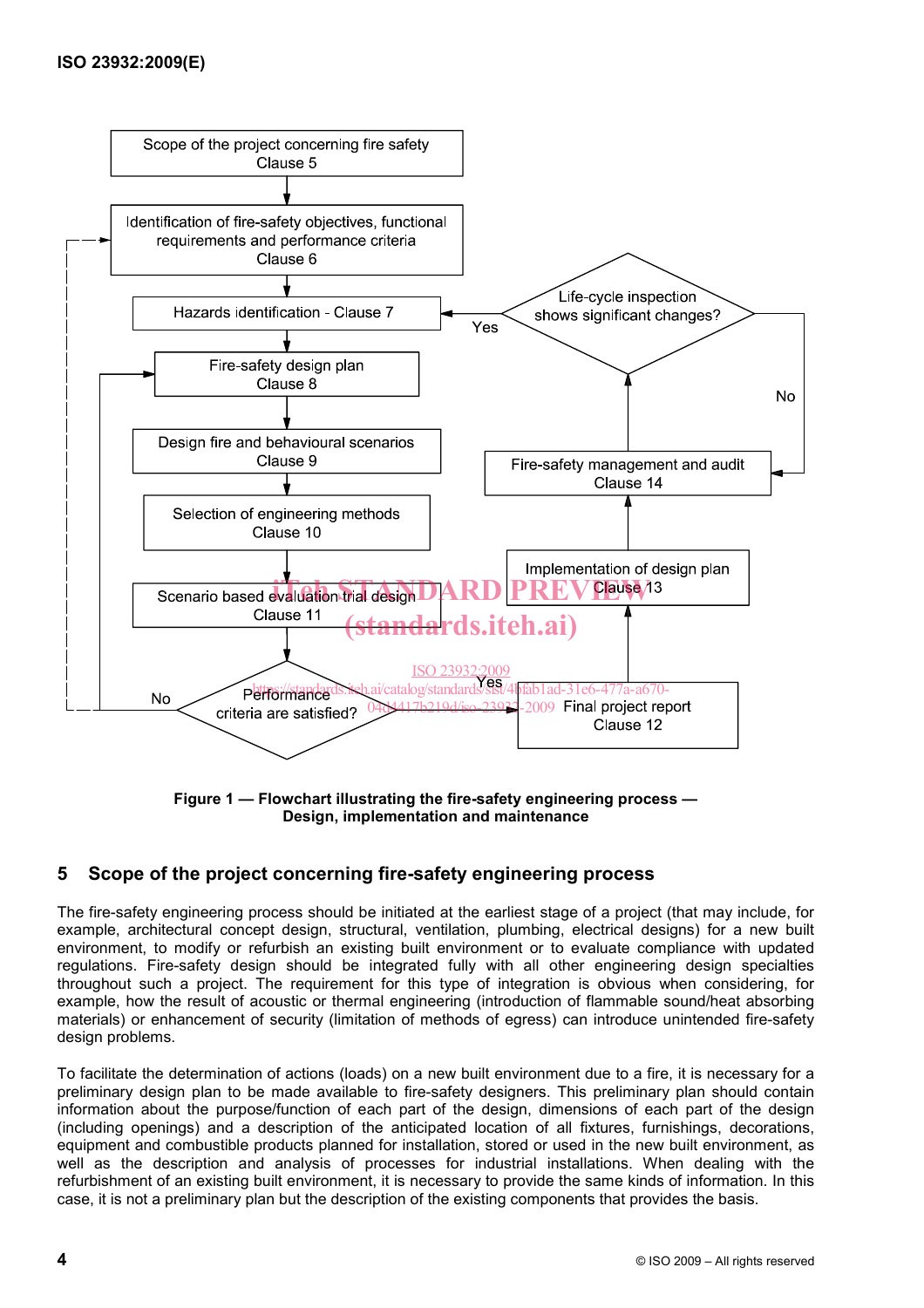Figure 1 — Flowchart illustrating the fire-safety engineering process — Design, implementation and maintenance

## 5 Scope of the project concerning fire-safety engineering process

The fire-safety engineering process should be initiated at the earliest stage of a project (that may include, for example, architectural concept design, structural, ventilation, plumbing, electrical designs) for a new built environment, to modify or refurbish an existing built environment or to evaluate compliance with updated regulations. Fire-safety design should be integrated fully with all other engineering design specialties throughout such a project. The requirement for this type of integration is obvious when considering, for example, how the result of acoustic or thermal engineering (introduction of flammable sound/heat absorbing materials) or enhancement of security (limitation of methods of egress) can introduce unintended fire-safety design problems.

To facilitate the determination of actions (loads) on a new built environment due to a fire, it is necessary for a preliminary design plan to be made available to fire-safety designers. This preliminary plan should contain information about the purpose/function of each part of the design, dimensions of each part of the design (including openings) and a description of the anticipated location of all fixtures, furnishings, decorations, equipment and combustible products planned for installation, stored or used in the new built environment, as well as the description and analysis of processes for industrial installations. When dealing with the refurbishment of an existing built environment, it is necessary to provide the same kinds of information. In this case, it is not a preliminary plan but the description of the existing components that provides the basis.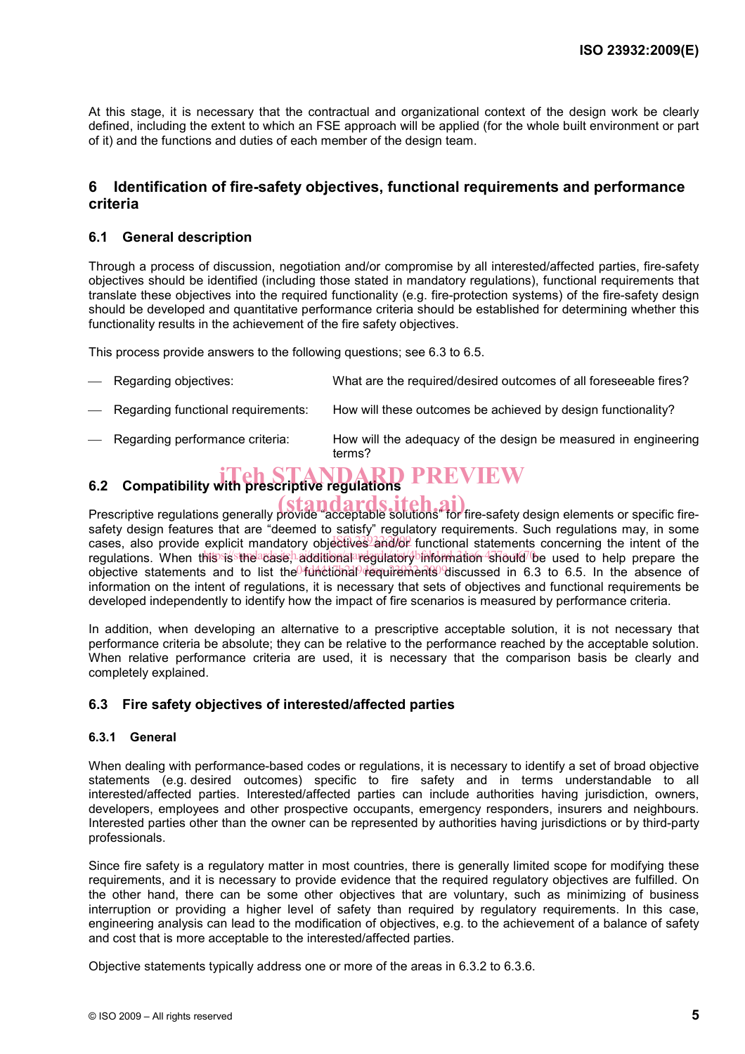At this stage, it is necessary that the contractual and organizational context of the design work be clearly defined, including the extent to which an FSE approach will be applied (for the whole built environment or part of it) and the functions and duties of each member of the design team.

## 6 Identification of fire-safety objectives, functional requirements and performance criteria

### 6.1 General description

Through a process of discussion, negotiation and/or compromise by all interested/affected parties, fire-safety objectives should be identified (including those stated in mandatory regulations), functional requirements that translate these objectives into the required functionality (e.g. fire-protection systems) of the fire-safety design should be developed and quantitative performance criteria should be established for determining whether this functionality results in the achievement of the fire safety objectives.

This process provide answers to the following questions; see 6.3 to 6.5.

- Regarding objectives: What are the required/desired outcomes of all foreseeable fires?
- Regarding functional requirements: How will these outcomes be achieved by design functionality?
- Regarding performance criteria: How will the adequacy of the design be measured in engineering terms?

### 6.2 Compatibility with prescriptive regulations

Prescriptive regulations generally provide "acceptable solutions" for fire-safety design elements or specific fire-safety design features that are "deemed to satisfy" regulatory requirements. Such regulations may, in some cases, also provide explicit mandatory objectives and/or functional statements concerning the intent of the regulations. When this is the case, additional regulatory information should be used to help prepare the objective statements and to list the functional requirements discussed in 6.3 to 6.5. In the absence of information on the intent of regulations, it is necessary that sets of objectives and functional requirements be developed independently to identify how the impact of fire scenarios is measured by performance criteria.

In addition, when developing an alternative to a prescriptive acceptable solution, it is not necessary that performance criteria be absolute; they can be relative to the performance reached by the acceptable solution. When relative performance criteria are used, it is necessary that the comparison basis be clearly and completely explained.

### 6.3 Fire safety objectives of interested/affected parties

#### 6.3.1 General

When dealing with performance-based codes or regulations, it is necessary to identify a set of broad objective statements (e.g. desired outcomes) specific to fire safety and in terms understandable to all interested/affected parties. Interested/affected parties can include authorities having jurisdiction, owners, developers, employees and other prospective occupants, emergency responders, insurers and neighbours. Interested parties other than the owner can be represented by authorities having jurisdictions or by third-party professionals.

Since fire safety is a regulatory matter in most countries, there is generally limited scope for modifying these requirements, and it is necessary to provide evidence that the required regulatory objectives are fulfilled. On the other hand, there can be some other objectives that are voluntary, such as minimizing of business interruption or providing a higher level of safety than required by regulatory requirements. In this case, engineering analysis can lead to the modification of objectives, e.g. to the achievement of a balance of safety and cost that is more acceptable to the interested/affected parties.

Objective statements typically address one or more of the areas in 6.3.2 to 6.3.6.